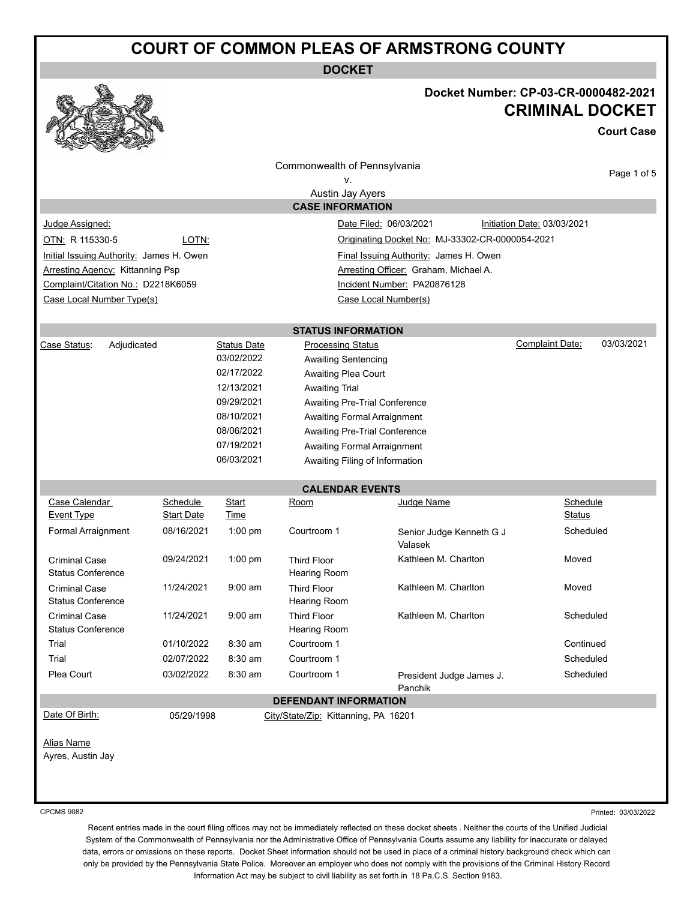# COURT OF COMMON PLEAS OF ARMSTRONG COUNTY

## DOCKET

**Docket Number: CP-03-CR-0000482-2021**

**CRIMINAL DOCKET**

**Court Case**

Commonwealth of Pennsylvania
v.
Austin Jay Ayers

### CASE INFORMATION

| | | | |
|---|---|---|---|
| Judge Assigned: | | Date Filed: 06/03/2021 | Initiation Date: 03/03/2021 |
| OTN: R 115330-5 | LOTN: | Originating Docket No: MJ-33302-CR-0000054-2021 | |
| Initial Issuing Authority: James H. Owen | | Final Issuing Authority: James H. Owen | |
| Arresting Agency: Kittanning Psp | | Arresting Officer: Graham, Michael A. | |
| Complaint/Citation No.: D2218K6059 | | Incident Number: PA20876128 | |
| Case Local Number Type(s) | | Case Local Number(s) | |

### STATUS INFORMATION

Case Status: Adjudicated

Complaint Date: 03/03/2021

| Status Date | Processing Status |
|---|---|
| 03/02/2022 | Awaiting Sentencing |
| 02/17/2022 | Awaiting Plea Court |
| 12/13/2021 | Awaiting Trial |
| 09/29/2021 | Awaiting Pre-Trial Conference |
| 08/10/2021 | Awaiting Formal Arraignment |
| 08/06/2021 | Awaiting Pre-Trial Conference |
| 07/19/2021 | Awaiting Formal Arraignment |
| 06/03/2021 | Awaiting Filing of Information |

### CALENDAR EVENTS

| Case Calendar Event Type | Schedule Start Date | Start Time | Room | Judge Name | Schedule Status |
|---|---|---|---|---|---|
| Formal Arraignment | 08/16/2021 | 1:00 pm | Courtroom 1 | Senior Judge Kenneth G J Valasek | Scheduled |
| Criminal Case Status Conference | 09/24/2021 | 1:00 pm | Third Floor Hearing Room | Kathleen M. Charlton | Moved |
| Criminal Case Status Conference | 11/24/2021 | 9:00 am | Third Floor Hearing Room | Kathleen M. Charlton | Moved |
| Criminal Case Status Conference | 11/24/2021 | 9:00 am | Third Floor Hearing Room | Kathleen M. Charlton | Scheduled |
| Trial | 01/10/2022 | 8:30 am | Courtroom 1 | | Continued |
| Trial | 02/07/2022 | 8:30 am | Courtroom 1 | | Scheduled |
| Plea Court | 03/02/2022 | 8:30 am | Courtroom 1 | President Judge James J. Panchik | Scheduled |

### DEFENDANT INFORMATION

Date Of Birth: 05/29/1998 City/State/Zip: Kittanning, PA 16201

Alias Name
Ayres, Austin Jay

CPCMS 9082 Printed: 03/03/2022

Recent entries made in the court filing offices may not be immediately reflected on these docket sheets . Neither the courts of the Unified Judicial System of the Commonwealth of Pennsylvania nor the Administrative Office of Pennsylvania Courts assume any liability for inaccurate or delayed data, errors or omissions on these reports. Docket Sheet information should not be used in place of a criminal history background check which can only be provided by the Pennsylvania State Police. Moreover an employer who does not comply with the provisions of the Criminal History Record Information Act may be subject to civil liability as set forth in 18 Pa.C.S. Section 9183.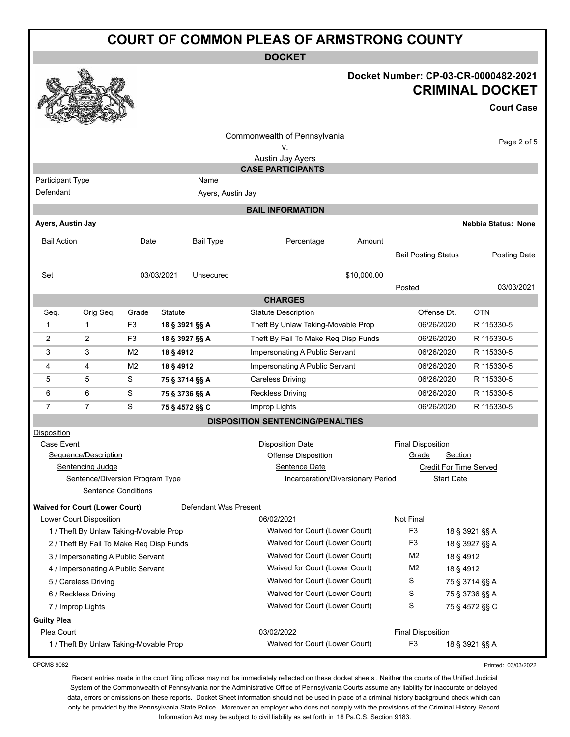# COURT OF COMMON PLEAS OF ARMSTRONG COUNTY

## DOCKET

**Docket Number: CP-03-CR-0000482-2021**

**CRIMINAL DOCKET**

**Court Case**

Commonwealth of Pennsylvania
v.
Austin Jay Ayers

## CASE PARTICIPANTS

| Participant Type | Name |
|---|---|
| Defendant | Ayers, Austin Jay |

## BAIL INFORMATION

**Ayers, Austin Jay** — **Nebbia Status: None**

| Bail Action | Date | Bail Type | Percentage | Amount | Bail Posting Status | Posting Date |
|---|---|---|---|---|---|---|
| Set | 03/03/2021 | Unsecured | | $10,000.00 | Posted | 03/03/2021 |

## CHARGES

| Seq. | Orig Seq. | Grade | Statute | Statute Description | Offense Dt. | OTN |
|---|---|---|---|---|---|---|
| 1 | 1 | F3 | **18 § 3921 §§ A** | Theft By Unlaw Taking-Movable Prop | 06/26/2020 | R 115330-5 |
| 2 | 2 | F3 | **18 § 3927 §§ A** | Theft By Fail To Make Req Disp Funds | 06/26/2020 | R 115330-5 |
| 3 | 3 | M2 | **18 § 4912** | Impersonating A Public Servant | 06/26/2020 | R 115330-5 |
| 4 | 4 | M2 | **18 § 4912** | Impersonating A Public Servant | 06/26/2020 | R 115330-5 |
| 5 | 5 | S | **75 § 3714 §§ A** | Careless Driving | 06/26/2020 | R 115330-5 |
| 6 | 6 | S | **75 § 3736 §§ A** | Reckless Driving | 06/26/2020 | R 115330-5 |
| 7 | 7 | S | **75 § 4572 §§ C** | Improp Lights | 06/26/2020 | R 115330-5 |

## DISPOSITION SENTENCING/PENALTIES

Disposition
- Case Event — Disposition Date — Final Disposition
  - Sequence/Description — Offense Disposition — Grade — Section
    - Sentencing Judge — Sentence Date — Credit For Time Served
      - Sentence/Diversion Program Type — Incarceration/Diversionary Period — Start Date
        - Sentence Conditions

**Waived for Court (Lower Court)** — Defendant Was Present

| Lower Court Disposition | 06/02/2021 | Not Final | |
|---|---|---|---|
| 1 / Theft By Unlaw Taking-Movable Prop | Waived for Court (Lower Court) | F3 | 18 § 3921 §§ A |
| 2 / Theft By Fail To Make Req Disp Funds | Waived for Court (Lower Court) | F3 | 18 § 3927 §§ A |
| 3 / Impersonating A Public Servant | Waived for Court (Lower Court) | M2 | 18 § 4912 |
| 4 / Impersonating A Public Servant | Waived for Court (Lower Court) | M2 | 18 § 4912 |
| 5 / Careless Driving | Waived for Court (Lower Court) | S | 75 § 3714 §§ A |
| 6 / Reckless Driving | Waived for Court (Lower Court) | S | 75 § 3736 §§ A |
| 7 / Improp Lights | Waived for Court (Lower Court) | S | 75 § 4572 §§ C |

**Guilty Plea**

| Plea Court | 03/02/2022 | Final Disposition | |
|---|---|---|---|
| 1 / Theft By Unlaw Taking-Movable Prop | Waived for Court (Lower Court) | F3 | 18 § 3921 §§ A |

CPCMS 9082 — Printed: 03/03/2022

Recent entries made in the court filing offices may not be immediately reflected on these docket sheets . Neither the courts of the Unified Judicial System of the Commonwealth of Pennsylvania nor the Administrative Office of Pennsylvania Courts assume any liability for inaccurate or delayed data, errors or omissions on these reports. Docket Sheet information should not be used in place of a criminal history background check which can only be provided by the Pennsylvania State Police. Moreover an employer who does not comply with the provisions of the Criminal History Record Information Act may be subject to civil liability as set forth in 18 Pa.C.S. Section 9183.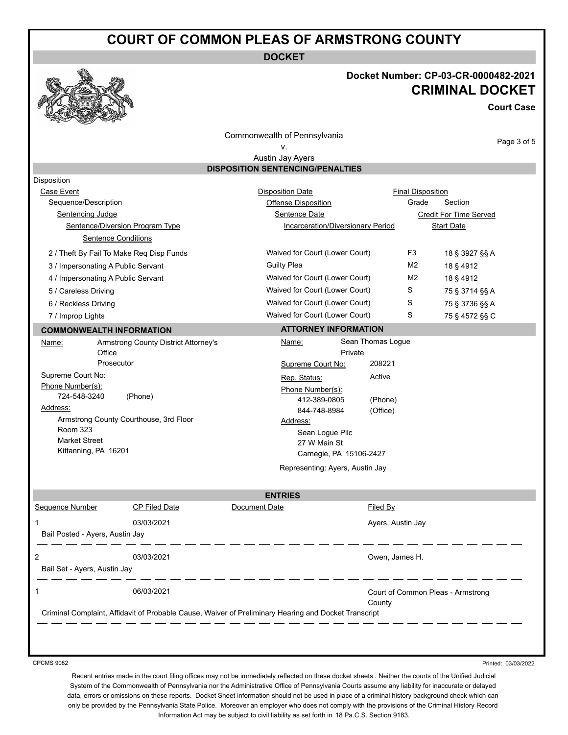# COURT OF COMMON PLEAS OF ARMSTRONG COUNTY

## DOCKET

**Docket Number: CP-03-CR-0000482-2021**

**CRIMINAL DOCKET**

**Court Case**

Commonwealth of Pennsylvania
v.
Austin Jay Ayers

## DISPOSITION SENTENCING/PENALTIES

| Disposition<br>Case Event<br>Sequence/Description<br>Sentencing Judge<br>Sentence/Diversion Program Type<br>Sentence Conditions | Disposition Date<br>Offense Disposition<br>Sentence Date<br>Incarceration/Diversionary Period | Final Disposition<br>Grade | Section<br>Credit For Time Served<br>Start Date |
|---|---|---|---|
| 2 / Theft By Fail To Make Req Disp Funds | Waived for Court (Lower Court) | F3 | 18 § 3927 §§ A |
| 3 / Impersonating A Public Servant | Guilty Plea | M2 | 18 § 4912 |
| 4 / Impersonating A Public Servant | Waived for Court (Lower Court) | M2 | 18 § 4912 |
| 5 / Careless Driving | Waived for Court (Lower Court) | S | 75 § 3714 §§ A |
| 6 / Reckless Driving | Waived for Court (Lower Court) | S | 75 § 3736 §§ A |
| 7 / Improp Lights | Waived for Court (Lower Court) | S | 75 § 4572 §§ C |

## COMMONWEALTH INFORMATION

Name: Armstrong County District Attorney's Office
Prosecutor

Supreme Court No:

Phone Number(s):
724-548-3240 (Phone)

Address:
Armstrong County Courthouse, 3rd Floor
Room 323
Market Street
Kittanning, PA 16201

## ATTORNEY INFORMATION

Name: Sean Thomas Logue
Private

Supreme Court No: 208221

Rep. Status: Active

Phone Number(s):
412-389-0805 (Phone)
844-748-8984 (Office)

Address:
Sean Logue Pllc
27 W Main St
Carnegie, PA 15106-2427

Representing: Ayers, Austin Jay

## ENTRIES

| Sequence Number | CP Filed Date | Document Date | Filed By |
|---|---|---|---|
| 1 | 03/03/2021 | | Ayers, Austin Jay |
| Bail Posted - Ayers, Austin Jay | | | |
| 2 | 03/03/2021 | | Owen, James H. |
| Bail Set - Ayers, Austin Jay | | | |
| 1 | 06/03/2021 | | Court of Common Pleas - Armstrong County |
| Criminal Complaint, Affidavit of Probable Cause, Waiver of Preliminary Hearing and Docket Transcript | | | |

CPCMS 9082

Printed: 03/03/2022

Recent entries made in the court filing offices may not be immediately reflected on these docket sheets . Neither the courts of the Unified Judicial System of the Commonwealth of Pennsylvania nor the Administrative Office of Pennsylvania Courts assume any liability for inaccurate or delayed data, errors or omissions on these reports. Docket Sheet information should not be used in place of a criminal history background check which can only be provided by the Pennsylvania State Police. Moreover an employer who does not comply with the provisions of the Criminal History Record Information Act may be subject to civil liability as set forth in 18 Pa.C.S. Section 9183.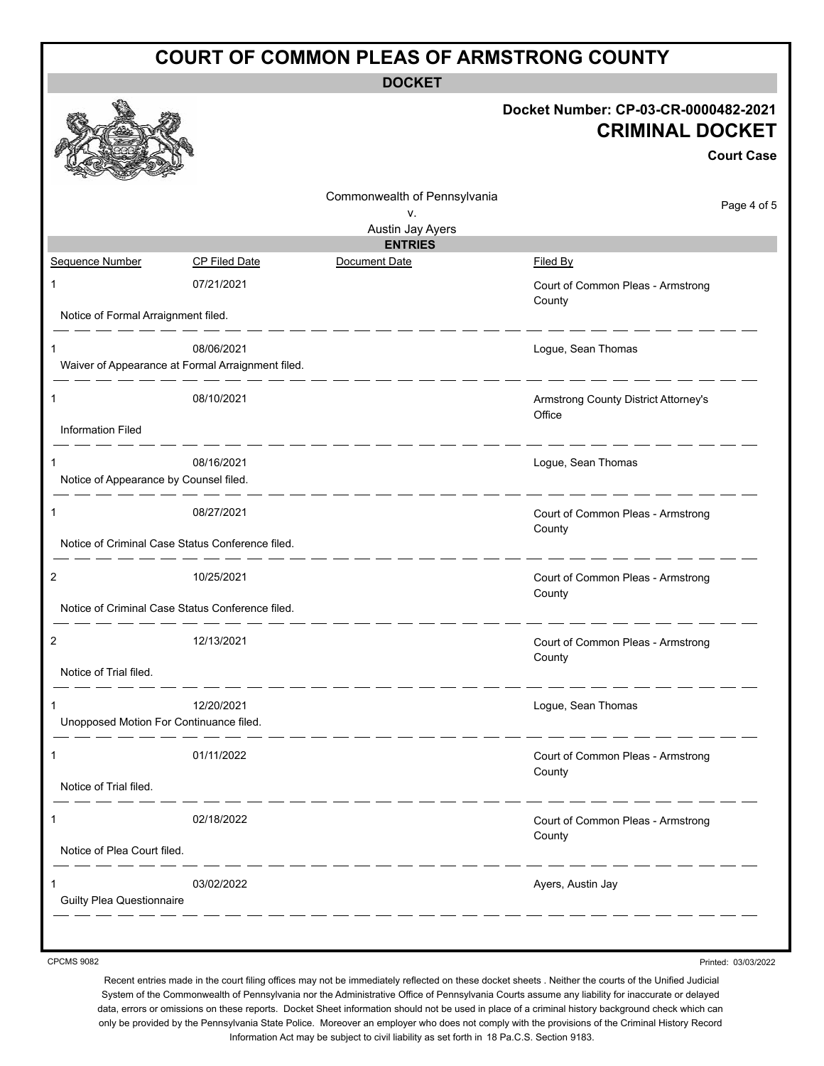# COURT OF COMMON PLEAS OF ARMSTRONG COUNTY

## DOCKET

**Docket Number: CP-03-CR-0000482-2021**

## CRIMINAL DOCKET

**Court Case**

Commonwealth of Pennsylvania
v.
Austin Jay Ayers

### ENTRIES

| Sequence Number | CP Filed Date | Document Date | Filed By |
|---|---|---|---|
| 1 | 07/21/2021 | | Court of Common Pleas - Armstrong County |
| Notice of Formal Arraignment filed. | | | |
| 1 | 08/06/2021 | | Logue, Sean Thomas |
| Waiver of Appearance at Formal Arraignment filed. | | | |
| 1 | 08/10/2021 | | Armstrong County District Attorney's Office |
| Information Filed | | | |
| 1 | 08/16/2021 | | Logue, Sean Thomas |
| Notice of Appearance by Counsel filed. | | | |
| 1 | 08/27/2021 | | Court of Common Pleas - Armstrong County |
| Notice of Criminal Case Status Conference filed. | | | |
| 2 | 10/25/2021 | | Court of Common Pleas - Armstrong County |
| Notice of Criminal Case Status Conference filed. | | | |
| 2 | 12/13/2021 | | Court of Common Pleas - Armstrong County |
| Notice of Trial filed. | | | |
| 1 | 12/20/2021 | | Logue, Sean Thomas |
| Unopposed Motion For Continuance filed. | | | |
| 1 | 01/11/2022 | | Court of Common Pleas - Armstrong County |
| Notice of Trial filed. | | | |
| 1 | 02/18/2022 | | Court of Common Pleas - Armstrong County |
| Notice of Plea Court filed. | | | |
| 1 | 03/02/2022 | | Ayers, Austin Jay |
| Guilty Plea Questionnaire | | | |

CPCMS 9082

Printed: 03/03/2022

Recent entries made in the court filing offices may not be immediately reflected on these docket sheets . Neither the courts of the Unified Judicial System of the Commonwealth of Pennsylvania nor the Administrative Office of Pennsylvania Courts assume any liability for inaccurate or delayed data, errors or omissions on these reports. Docket Sheet information should not be used in place of a criminal history background check which can only be provided by the Pennsylvania State Police. Moreover an employer who does not comply with the provisions of the Criminal History Record Information Act may be subject to civil liability as set forth in 18 Pa.C.S. Section 9183.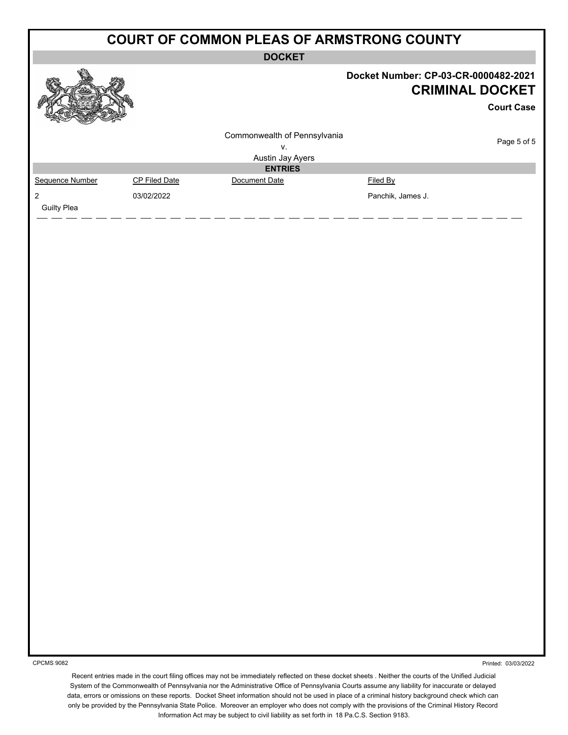# COURT OF COMMON PLEAS OF ARMSTRONG COUNTY

**DOCKET**

**Docket Number: CP-03-CR-0000482-2021**

## CRIMINAL DOCKET

**Court Case**

Commonwealth of Pennsylvania
v.
Austin Jay Ayers

**ENTRIES**

| Sequence Number | CP Filed Date | Document Date | Filed By |
|---|---|---|---|
| 2 | 03/02/2022 | | Panchik, James J. |
| Guilty Plea | | | |

CPCMS 9082

Printed: 03/03/2022

Recent entries made in the court filing offices may not be immediately reflected on these docket sheets . Neither the courts of the Unified Judicial System of the Commonwealth of Pennsylvania nor the Administrative Office of Pennsylvania Courts assume any liability for inaccurate or delayed data, errors or omissions on these reports. Docket Sheet information should not be used in place of a criminal history background check which can only be provided by the Pennsylvania State Police. Moreover an employer who does not comply with the provisions of the Criminal History Record Information Act may be subject to civil liability as set forth in 18 Pa.C.S. Section 9183.